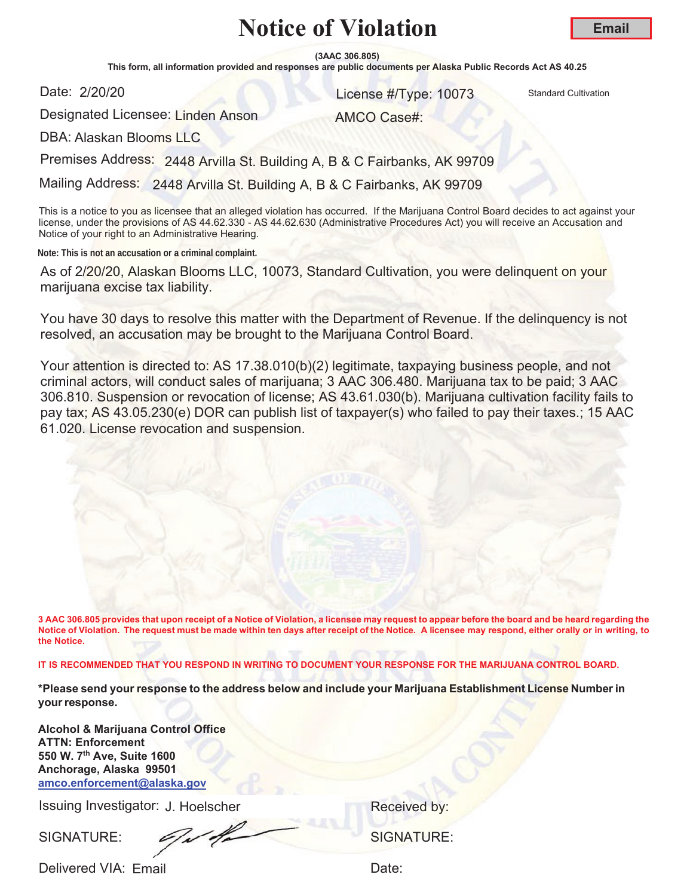# Notice of Violation

**Email**

**(3AAC 306.805)**

**This form, all information provided and responses are public documents per Alaska Public Records Act AS 40.25**

Date: 2/20/20

License #/Type: 10073 Standard Cultivation

Designated Licensee: Linden Anson

AMCO Case#:

DBA: Alaskan Blooms LLC

Premises Address: 2448 Arvilla St. Building A, B & C Fairbanks, AK 99709

Mailing Address: 2448 Arvilla St. Building A, B & C Fairbanks, AK 99709

This is a notice to you as licensee that an alleged violation has occurred. If the Marijuana Control Board decides to act against your license, under the provisions of AS 44.62.330 - AS 44.62.630 (Administrative Procedures Act) you will receive an Accusation and Notice of your right to an Administrative Hearing.

**Note: This is not an accusation or a criminal complaint.**

As of 2/20/20, Alaskan Blooms LLC, 10073, Standard Cultivation, you were delinquent on your marijuana excise tax liability.

You have 30 days to resolve this matter with the Department of Revenue. If the delinquency is not resolved, an accusation may be brought to the Marijuana Control Board.

Your attention is directed to: AS 17.38.010(b)(2) legitimate, taxpaying business people, and not criminal actors, will conduct sales of marijuana; 3 AAC 306.480. Marijuana tax to be paid; 3 AAC 306.810. Suspension or revocation of license; AS 43.61.030(b). Marijuana cultivation facility fails to pay tax; AS 43.05.230(e) DOR can publish list of taxpayer(s) who failed to pay their taxes.; 15 AAC 61.020. License revocation and suspension.

**3 AAC 306.805 provides that upon receipt of a Notice of Violation, a licensee may request to appear before the board and be heard regarding the Notice of Violation. The request must be made within ten days after receipt of the Notice. A licensee may respond, either orally or in writing, to the Notice.**

**IT IS RECOMMENDED THAT YOU RESPOND IN WRITING TO DOCUMENT YOUR RESPONSE FOR THE MARIJUANA CONTROL BOARD.**

**\*Please send your response to the address below and include your Marijuana Establishment License Number in your response.**

**Alcohol & Marijuana Control Office**
**ATTN: Enforcement**
**550 W. 7th Ave, Suite 1600**
**Anchorage, Alaska 99501**
**amco.enforcement@alaska.gov**

Issuing Investigator: J. Hoelscher

Received by:

SIGNATURE:

SIGNATURE:

Delivered VIA: Email

Date: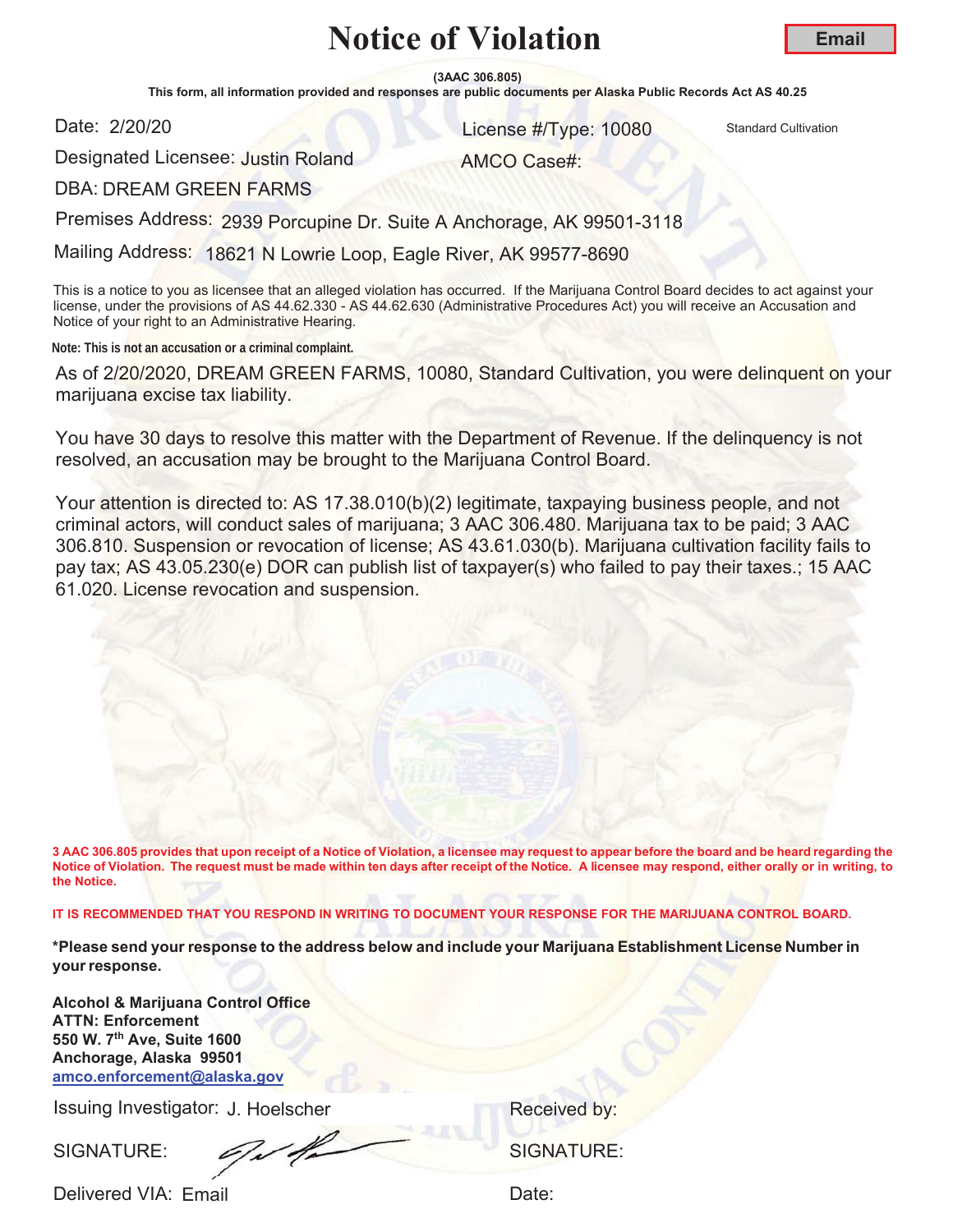# Notice of Violation

**Email**

**(3AAC 306.805)**

**This form, all information provided and responses are public documents per Alaska Public Records Act AS 40.25**

Date: 2/20/20

License #/Type: 10080 Standard Cultivation

Designated Licensee: Justin Roland

AMCO Case#:

DBA: DREAM GREEN FARMS

Premises Address: 2939 Porcupine Dr. Suite A Anchorage, AK 99501-3118

Mailing Address: 18621 N Lowrie Loop, Eagle River, AK 99577-8690

This is a notice to you as licensee that an alleged violation has occurred. If the Marijuana Control Board decides to act against your license, under the provisions of AS 44.62.330 - AS 44.62.630 (Administrative Procedures Act) you will receive an Accusation and Notice of your right to an Administrative Hearing.

**Note: This is not an accusation or a criminal complaint.**

As of 2/20/2020, DREAM GREEN FARMS, 10080, Standard Cultivation, you were delinquent on your marijuana excise tax liability.

You have 30 days to resolve this matter with the Department of Revenue. If the delinquency is not resolved, an accusation may be brought to the Marijuana Control Board.

Your attention is directed to: AS 17.38.010(b)(2) legitimate, taxpaying business people, and not criminal actors, will conduct sales of marijuana; 3 AAC 306.480. Marijuana tax to be paid; 3 AAC 306.810. Suspension or revocation of license; AS 43.61.030(b). Marijuana cultivation facility fails to pay tax; AS 43.05.230(e) DOR can publish list of taxpayer(s) who failed to pay their taxes.; 15 AAC 61.020. License revocation and suspension.

**3 AAC 306.805 provides that upon receipt of a Notice of Violation, a licensee may request to appear before the board and be heard regarding the Notice of Violation. The request must be made within ten days after receipt of the Notice. A licensee may respond, either orally or in writing, to the Notice.**

**IT IS RECOMMENDED THAT YOU RESPOND IN WRITING TO DOCUMENT YOUR RESPONSE FOR THE MARIJUANA CONTROL BOARD.**

**\*Please send your response to the address below and include your Marijuana Establishment License Number in your response.**

**Alcohol & Marijuana Control Office**
**ATTN: Enforcement**
**550 W. 7th Ave, Suite 1600**
**Anchorage, Alaska 99501**
**amco.enforcement@alaska.gov**

Issuing Investigator: J. Hoelscher

Received by:

SIGNATURE:

SIGNATURE:

Delivered VIA: Email

Date: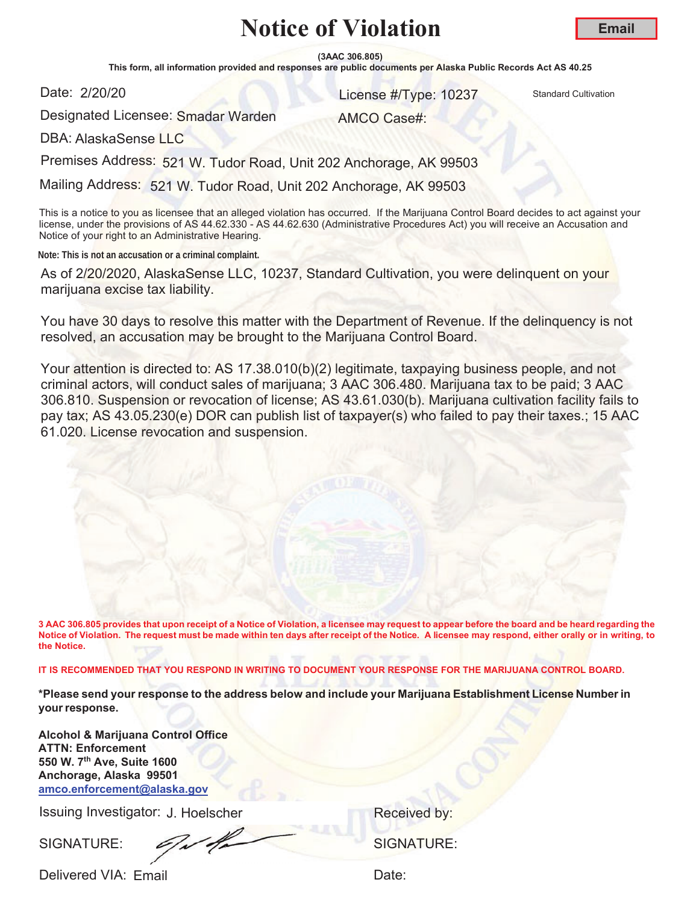# Notice of Violation

**Email**

**(3AAC 306.805)**

**This form, all information provided and responses are public documents per Alaska Public Records Act AS 40.25**

Date: 2/20/20

License #/Type: 10237 Standard Cultivation

Designated Licensee: Smadar Warden

AMCO Case#:

DBA: AlaskaSense LLC

Premises Address: 521 W. Tudor Road, Unit 202 Anchorage, AK 99503

Mailing Address: 521 W. Tudor Road, Unit 202 Anchorage, AK 99503

This is a notice to you as licensee that an alleged violation has occurred. If the Marijuana Control Board decides to act against your license, under the provisions of AS 44.62.330 - AS 44.62.630 (Administrative Procedures Act) you will receive an Accusation and Notice of your right to an Administrative Hearing.

**Note: This is not an accusation or a criminal complaint.**

As of 2/20/2020, AlaskaSense LLC, 10237, Standard Cultivation, you were delinquent on your marijuana excise tax liability.

You have 30 days to resolve this matter with the Department of Revenue. If the delinquency is not resolved, an accusation may be brought to the Marijuana Control Board.

Your attention is directed to: AS 17.38.010(b)(2) legitimate, taxpaying business people, and not criminal actors, will conduct sales of marijuana; 3 AAC 306.480. Marijuana tax to be paid; 3 AAC 306.810. Suspension or revocation of license; AS 43.61.030(b). Marijuana cultivation facility fails to pay tax; AS 43.05.230(e) DOR can publish list of taxpayer(s) who failed to pay their taxes.; 15 AAC 61.020. License revocation and suspension.

**3 AAC 306.805 provides that upon receipt of a Notice of Violation, a licensee may request to appear before the board and be heard regarding the Notice of Violation. The request must be made within ten days after receipt of the Notice. A licensee may respond, either orally or in writing, to the Notice.**

**IT IS RECOMMENDED THAT YOU RESPOND IN WRITING TO DOCUMENT YOUR RESPONSE FOR THE MARIJUANA CONTROL BOARD.**

**\*Please send your response to the address below and include your Marijuana Establishment License Number in your response.**

**Alcohol & Marijuana Control Office**
**ATTN: Enforcement**
**550 W. 7th Ave, Suite 1600**
**Anchorage, Alaska 99501**
**amco.enforcement@alaska.gov**

Issuing Investigator: J. Hoelscher

Received by:

SIGNATURE:

SIGNATURE:

Delivered VIA: Email

Date: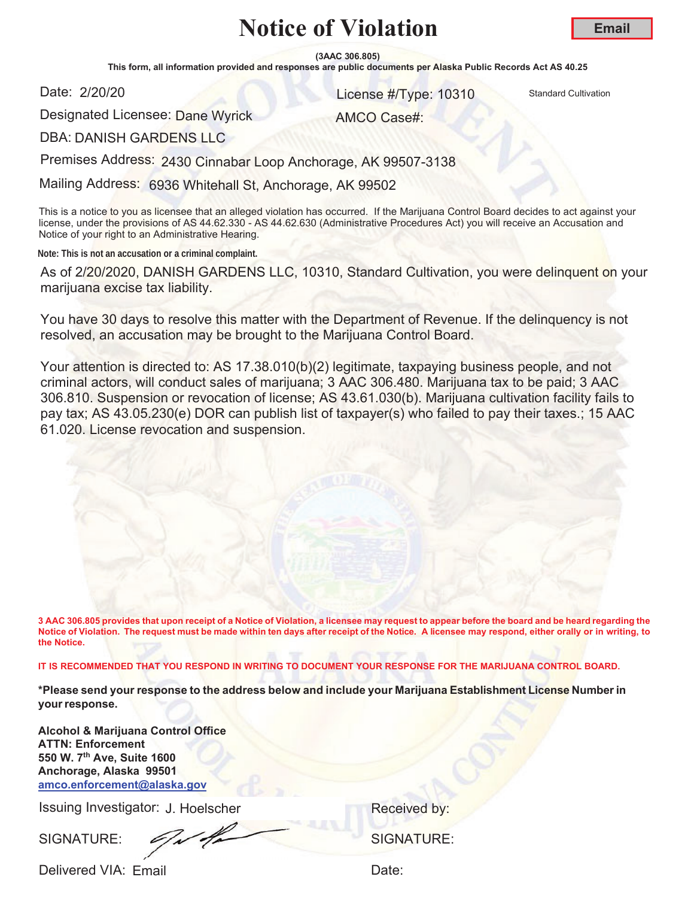# Notice of Violation

**Email**

**(3AAC 306.805)**

**This form, all information provided and responses are public documents per Alaska Public Records Act AS 40.25**

Date: 2/20/20

License #/Type: 10310 Standard Cultivation

Designated Licensee: Dane Wyrick

AMCO Case#:

DBA: DANISH GARDENS LLC

Premises Address: 2430 Cinnabar Loop Anchorage, AK 99507-3138

Mailing Address: 6936 Whitehall St, Anchorage, AK 99502

This is a notice to you as licensee that an alleged violation has occurred. If the Marijuana Control Board decides to act against your license, under the provisions of AS 44.62.330 - AS 44.62.630 (Administrative Procedures Act) you will receive an Accusation and Notice of your right to an Administrative Hearing.

**Note: This is not an accusation or a criminal complaint.**

As of 2/20/2020, DANISH GARDENS LLC, 10310, Standard Cultivation, you were delinquent on your marijuana excise tax liability.

You have 30 days to resolve this matter with the Department of Revenue. If the delinquency is not resolved, an accusation may be brought to the Marijuana Control Board.

Your attention is directed to: AS 17.38.010(b)(2) legitimate, taxpaying business people, and not criminal actors, will conduct sales of marijuana; 3 AAC 306.480. Marijuana tax to be paid; 3 AAC 306.810. Suspension or revocation of license; AS 43.61.030(b). Marijuana cultivation facility fails to pay tax; AS 43.05.230(e) DOR can publish list of taxpayer(s) who failed to pay their taxes.; 15 AAC 61.020. License revocation and suspension.

**3 AAC 306.805 provides that upon receipt of a Notice of Violation, a licensee may request to appear before the board and be heard regarding the Notice of Violation. The request must be made within ten days after receipt of the Notice. A licensee may respond, either orally or in writing, to the Notice.**

**IT IS RECOMMENDED THAT YOU RESPOND IN WRITING TO DOCUMENT YOUR RESPONSE FOR THE MARIJUANA CONTROL BOARD.**

**\*Please send your response to the address below and include your Marijuana Establishment License Number in your response.**

**Alcohol & Marijuana Control Office**
**ATTN: Enforcement**
**550 W. 7th Ave, Suite 1600**
**Anchorage, Alaska 99501**
**amco.enforcement@alaska.gov**

Issuing Investigator: J. Hoelscher

SIGNATURE: [signature]

Delivered VIA: Email

Received by:

SIGNATURE:

Date: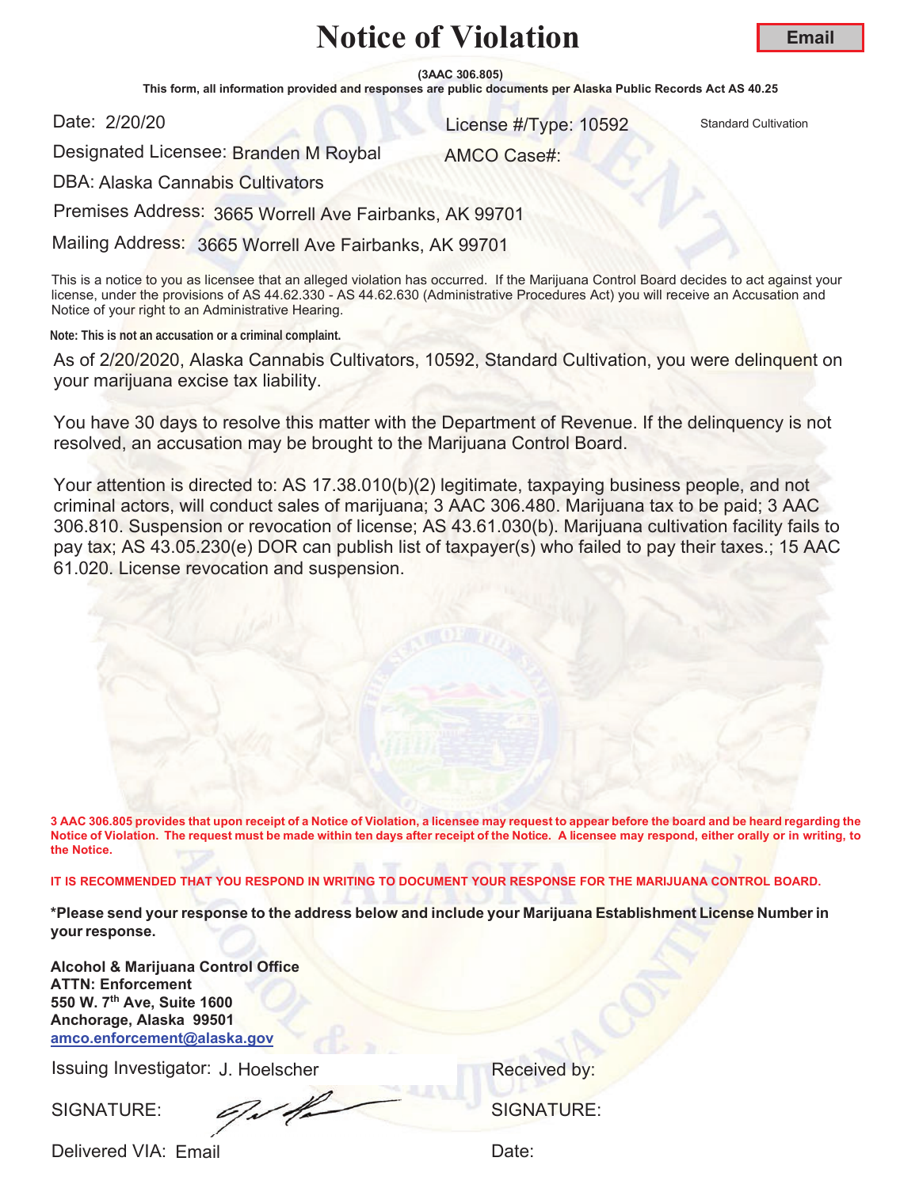# Notice of Violation

**Email**

**(3AAC 306.805)**

**This form, all information provided and responses are public documents per Alaska Public Records Act AS 40.25**

Date: 2/20/20

License #/Type: 10592 Standard Cultivation

Designated Licensee: Branden M Roybal

AMCO Case#:

DBA: Alaska Cannabis Cultivators

Premises Address: 3665 Worrell Ave Fairbanks, AK 99701

Mailing Address: 3665 Worrell Ave Fairbanks, AK 99701

This is a notice to you as licensee that an alleged violation has occurred. If the Marijuana Control Board decides to act against your license, under the provisions of AS 44.62.330 - AS 44.62.630 (Administrative Procedures Act) you will receive an Accusation and Notice of your right to an Administrative Hearing.

**Note: This is not an accusation or a criminal complaint.**

As of 2/20/2020, Alaska Cannabis Cultivators, 10592, Standard Cultivation, you were delinquent on your marijuana excise tax liability.

You have 30 days to resolve this matter with the Department of Revenue. If the delinquency is not resolved, an accusation may be brought to the Marijuana Control Board.

Your attention is directed to: AS 17.38.010(b)(2) legitimate, taxpaying business people, and not criminal actors, will conduct sales of marijuana; 3 AAC 306.480. Marijuana tax to be paid; 3 AAC 306.810. Suspension or revocation of license; AS 43.61.030(b). Marijuana cultivation facility fails to pay tax; AS 43.05.230(e) DOR can publish list of taxpayer(s) who failed to pay their taxes.; 15 AAC 61.020. License revocation and suspension.

**3 AAC 306.805 provides that upon receipt of a Notice of Violation, a licensee may request to appear before the board and be heard regarding the Notice of Violation. The request must be made within ten days after receipt of the Notice. A licensee may respond, either orally or in writing, to the Notice.**

**IT IS RECOMMENDED THAT YOU RESPOND IN WRITING TO DOCUMENT YOUR RESPONSE FOR THE MARIJUANA CONTROL BOARD.**

**\*Please send your response to the address below and include your Marijuana Establishment License Number in your response.**

**Alcohol & Marijuana Control Office**
**ATTN: Enforcement**
**550 W. 7th Ave, Suite 1600**
**Anchorage, Alaska 99501**
**amco.enforcement@alaska.gov**

Issuing Investigator: J. Hoelscher

Received by:

SIGNATURE:

SIGNATURE:

Delivered VIA: Email

Date: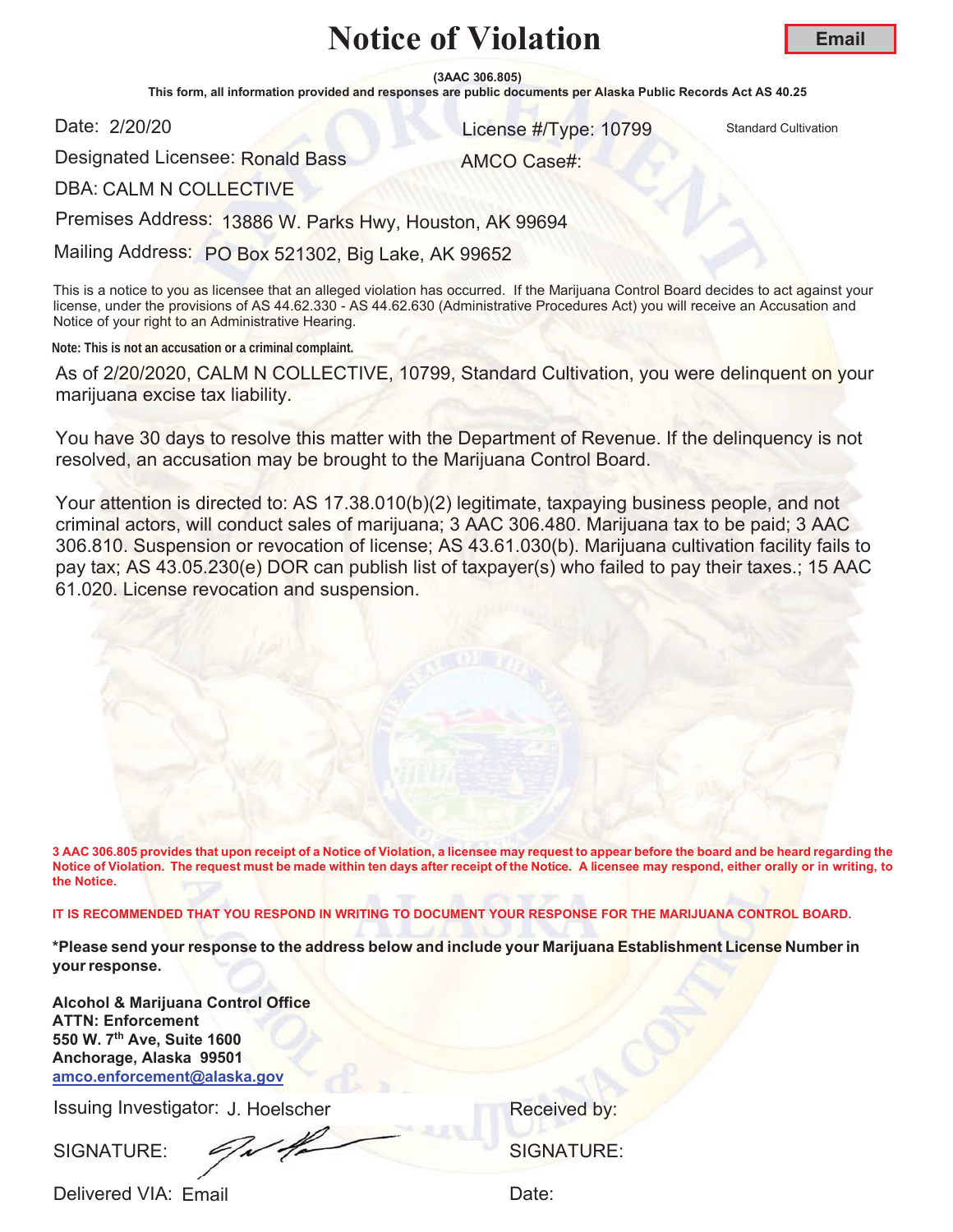# Notice of Violation

**Email**

**(3AAC 306.805)**

**This form, all information provided and responses are public documents per Alaska Public Records Act AS 40.25**

Date: 2/20/20

License #/Type: 10799 Standard Cultivation

Designated Licensee: Ronald Bass

AMCO Case#:

DBA: CALM N COLLECTIVE

Premises Address: 13886 W. Parks Hwy, Houston, AK 99694

Mailing Address: PO Box 521302, Big Lake, AK 99652

This is a notice to you as licensee that an alleged violation has occurred. If the Marijuana Control Board decides to act against your license, under the provisions of AS 44.62.330 - AS 44.62.630 (Administrative Procedures Act) you will receive an Accusation and Notice of your right to an Administrative Hearing.

**Note: This is not an accusation or a criminal complaint.**

As of 2/20/2020, CALM N COLLECTIVE, 10799, Standard Cultivation, you were delinquent on your marijuana excise tax liability.

You have 30 days to resolve this matter with the Department of Revenue. If the delinquency is not resolved, an accusation may be brought to the Marijuana Control Board.

Your attention is directed to: AS 17.38.010(b)(2) legitimate, taxpaying business people, and not criminal actors, will conduct sales of marijuana; 3 AAC 306.480. Marijuana tax to be paid; 3 AAC 306.810. Suspension or revocation of license; AS 43.61.030(b). Marijuana cultivation facility fails to pay tax; AS 43.05.230(e) DOR can publish list of taxpayer(s) who failed to pay their taxes.; 15 AAC 61.020. License revocation and suspension.

**3 AAC 306.805 provides that upon receipt of a Notice of Violation, a licensee may request to appear before the board and be heard regarding the Notice of Violation. The request must be made within ten days after receipt of the Notice. A licensee may respond, either orally or in writing, to the Notice.**

**IT IS RECOMMENDED THAT YOU RESPOND IN WRITING TO DOCUMENT YOUR RESPONSE FOR THE MARIJUANA CONTROL BOARD.**

**\*Please send your response to the address below and include your Marijuana Establishment License Number in your response.**

**Alcohol & Marijuana Control Office**
**ATTN: Enforcement**
**550 W. 7th Ave, Suite 1600**
**Anchorage, Alaska 99501**
**amco.enforcement@alaska.gov**

Issuing Investigator: J. Hoelscher

SIGNATURE: [signature]

Delivered VIA: Email

Received by:

SIGNATURE:

Date: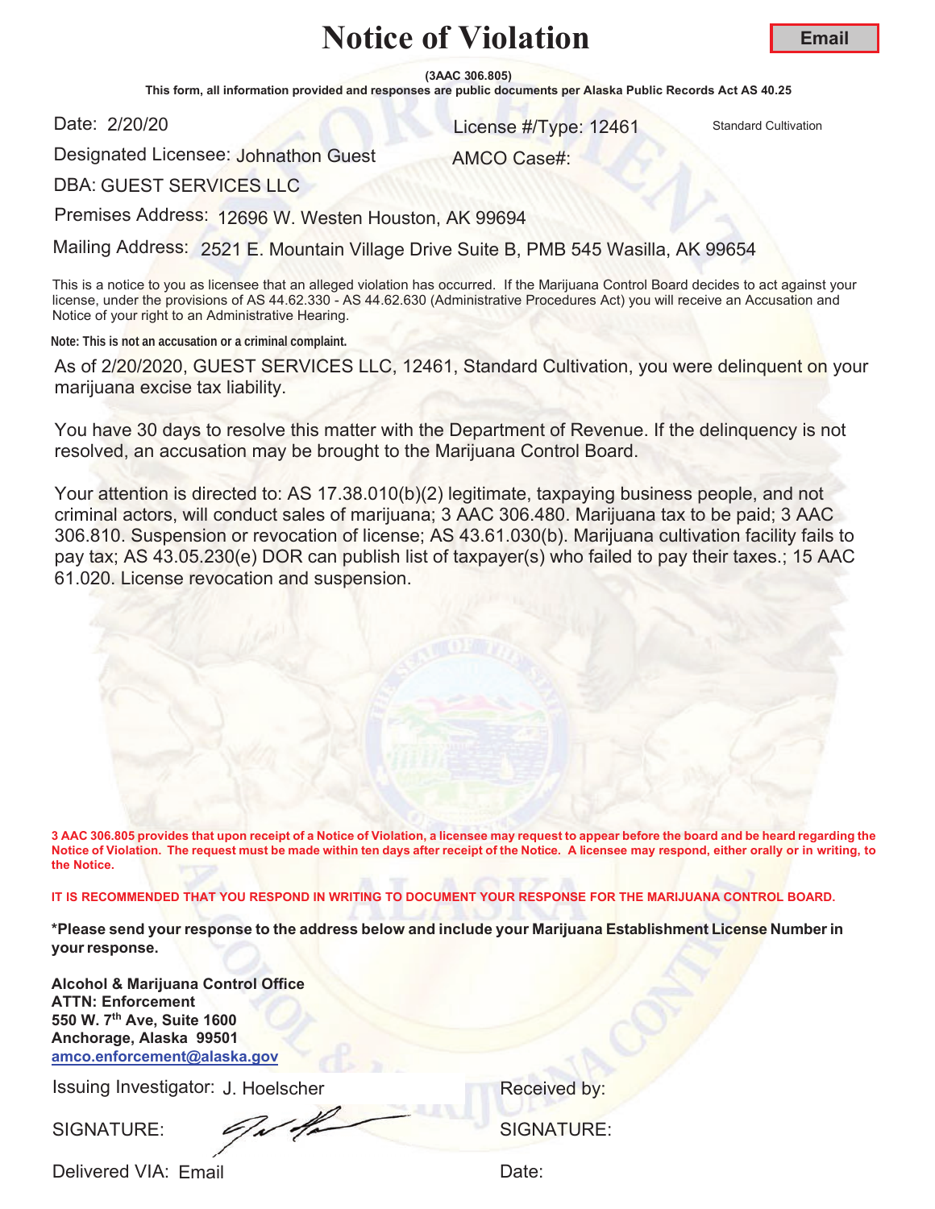# Notice of Violation

**Email**

**(3AAC 306.805)**
**This form, all information provided and responses are public documents per Alaska Public Records Act AS 40.25**

Date: 2/20/20

License #/Type: 12461 Standard Cultivation

Designated Licensee: Johnathon Guest

AMCO Case#:

DBA: GUEST SERVICES LLC

Premises Address: 12696 W. Westen Houston, AK 99694

Mailing Address: 2521 E. Mountain Village Drive Suite B, PMB 545 Wasilla, AK 99654

This is a notice to you as licensee that an alleged violation has occurred. If the Marijuana Control Board decides to act against your license, under the provisions of AS 44.62.330 - AS 44.62.630 (Administrative Procedures Act) you will receive an Accusation and Notice of your right to an Administrative Hearing.

**Note: This is not an accusation or a criminal complaint.**

As of 2/20/2020, GUEST SERVICES LLC, 12461, Standard Cultivation, you were delinquent on your marijuana excise tax liability.

You have 30 days to resolve this matter with the Department of Revenue. If the delinquency is not resolved, an accusation may be brought to the Marijuana Control Board.

Your attention is directed to: AS 17.38.010(b)(2) legitimate, taxpaying business people, and not criminal actors, will conduct sales of marijuana; 3 AAC 306.480. Marijuana tax to be paid; 3 AAC 306.810. Suspension or revocation of license; AS 43.61.030(b). Marijuana cultivation facility fails to pay tax; AS 43.05.230(e) DOR can publish list of taxpayer(s) who failed to pay their taxes.; 15 AAC 61.020. License revocation and suspension.

**3 AAC 306.805 provides that upon receipt of a Notice of Violation, a licensee may request to appear before the board and be heard regarding the Notice of Violation. The request must be made within ten days after receipt of the Notice. A licensee may respond, either orally or in writing, to the Notice.**

**IT IS RECOMMENDED THAT YOU RESPOND IN WRITING TO DOCUMENT YOUR RESPONSE FOR THE MARIJUANA CONTROL BOARD.**

**\*Please send your response to the address below and include your Marijuana Establishment License Number in your response.**

**Alcohol & Marijuana Control Office**
**ATTN: Enforcement**
**550 W. 7th Ave, Suite 1600**
**Anchorage, Alaska 99501**
**amco.enforcement@alaska.gov**

Issuing Investigator: J. Hoelscher

Received by:

SIGNATURE:

SIGNATURE:

Delivered VIA: Email

Date: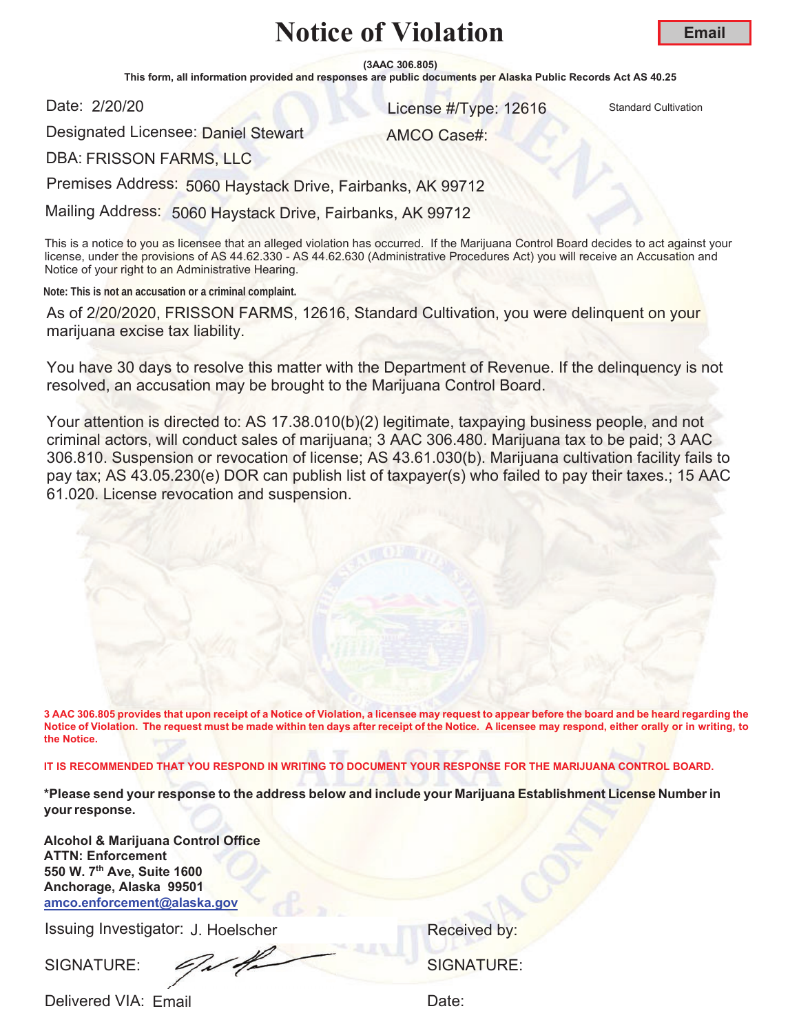# Notice of Violation

**Email**

**(3AAC 306.805)**

**This form, all information provided and responses are public documents per Alaska Public Records Act AS 40.25**

Date: 2/20/20

License #/Type: 12616 Standard Cultivation

Designated Licensee: Daniel Stewart

AMCO Case#:

DBA: FRISSON FARMS, LLC

Premises Address: 5060 Haystack Drive, Fairbanks, AK 99712

Mailing Address: 5060 Haystack Drive, Fairbanks, AK 99712

This is a notice to you as licensee that an alleged violation has occurred. If the Marijuana Control Board decides to act against your license, under the provisions of AS 44.62.330 - AS 44.62.630 (Administrative Procedures Act) you will receive an Accusation and Notice of your right to an Administrative Hearing.

**Note: This is not an accusation or a criminal complaint.**

As of 2/20/2020, FRISSON FARMS, 12616, Standard Cultivation, you were delinquent on your marijuana excise tax liability.

You have 30 days to resolve this matter with the Department of Revenue. If the delinquency is not resolved, an accusation may be brought to the Marijuana Control Board.

Your attention is directed to: AS 17.38.010(b)(2) legitimate, taxpaying business people, and not criminal actors, will conduct sales of marijuana; 3 AAC 306.480. Marijuana tax to be paid; 3 AAC 306.810. Suspension or revocation of license; AS 43.61.030(b). Marijuana cultivation facility fails to pay tax; AS 43.05.230(e) DOR can publish list of taxpayer(s) who failed to pay their taxes.; 15 AAC 61.020. License revocation and suspension.

**3 AAC 306.805 provides that upon receipt of a Notice of Violation, a licensee may request to appear before the board and be heard regarding the Notice of Violation. The request must be made within ten days after receipt of the Notice. A licensee may respond, either orally or in writing, to the Notice.**

**IT IS RECOMMENDED THAT YOU RESPOND IN WRITING TO DOCUMENT YOUR RESPONSE FOR THE MARIJUANA CONTROL BOARD.**

**\*Please send your response to the address below and include your Marijuana Establishment License Number in your response.**

**Alcohol & Marijuana Control Office**
**ATTN: Enforcement**
**550 W. 7th Ave, Suite 1600**
**Anchorage, Alaska 99501**
**amco.enforcement@alaska.gov**

Issuing Investigator: J. Hoelscher

SIGNATURE: [signature]

Delivered VIA: Email

Received by:

SIGNATURE:

Date: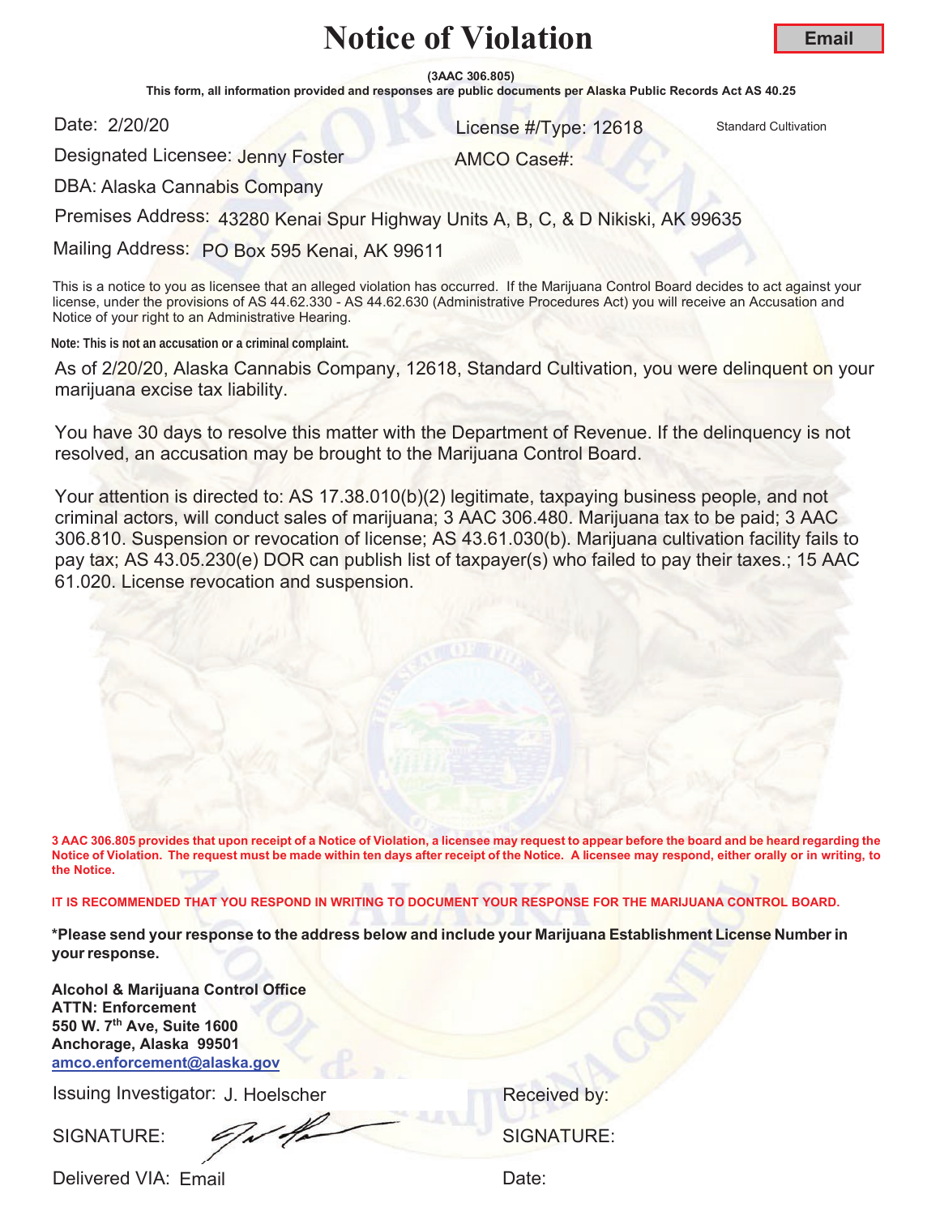# Notice of Violation

**Email**

**(3AAC 306.805)**

**This form, all information provided and responses are public documents per Alaska Public Records Act AS 40.25**

Date: 2/20/20

License #/Type: 12618 Standard Cultivation

Designated Licensee: Jenny Foster

AMCO Case#:

DBA: Alaska Cannabis Company

Premises Address: 43280 Kenai Spur Highway Units A, B, C, & D Nikiski, AK 99635

Mailing Address: PO Box 595 Kenai, AK 99611

This is a notice to you as licensee that an alleged violation has occurred. If the Marijuana Control Board decides to act against your license, under the provisions of AS 44.62.330 - AS 44.62.630 (Administrative Procedures Act) you will receive an Accusation and Notice of your right to an Administrative Hearing.

**Note: This is not an accusation or a criminal complaint.**

As of 2/20/20, Alaska Cannabis Company, 12618, Standard Cultivation, you were delinquent on your marijuana excise tax liability.

You have 30 days to resolve this matter with the Department of Revenue. If the delinquency is not resolved, an accusation may be brought to the Marijuana Control Board.

Your attention is directed to: AS 17.38.010(b)(2) legitimate, taxpaying business people, and not criminal actors, will conduct sales of marijuana; 3 AAC 306.480. Marijuana tax to be paid; 3 AAC 306.810. Suspension or revocation of license; AS 43.61.030(b). Marijuana cultivation facility fails to pay tax; AS 43.05.230(e) DOR can publish list of taxpayer(s) who failed to pay their taxes.; 15 AAC 61.020. License revocation and suspension.

**3 AAC 306.805 provides that upon receipt of a Notice of Violation, a licensee may request to appear before the board and be heard regarding the Notice of Violation. The request must be made within ten days after receipt of the Notice. A licensee may respond, either orally or in writing, to the Notice.**

**IT IS RECOMMENDED THAT YOU RESPOND IN WRITING TO DOCUMENT YOUR RESPONSE FOR THE MARIJUANA CONTROL BOARD.**

**\*Please send your response to the address below and include your Marijuana Establishment License Number in your response.**

**Alcohol & Marijuana Control Office**
**ATTN: Enforcement**
**550 W. 7th Ave, Suite 1600**
**Anchorage, Alaska 99501**
**amco.enforcement@alaska.gov**

Issuing Investigator: J. Hoelscher

Received by:

SIGNATURE:

SIGNATURE:

Delivered VIA: Email

Date: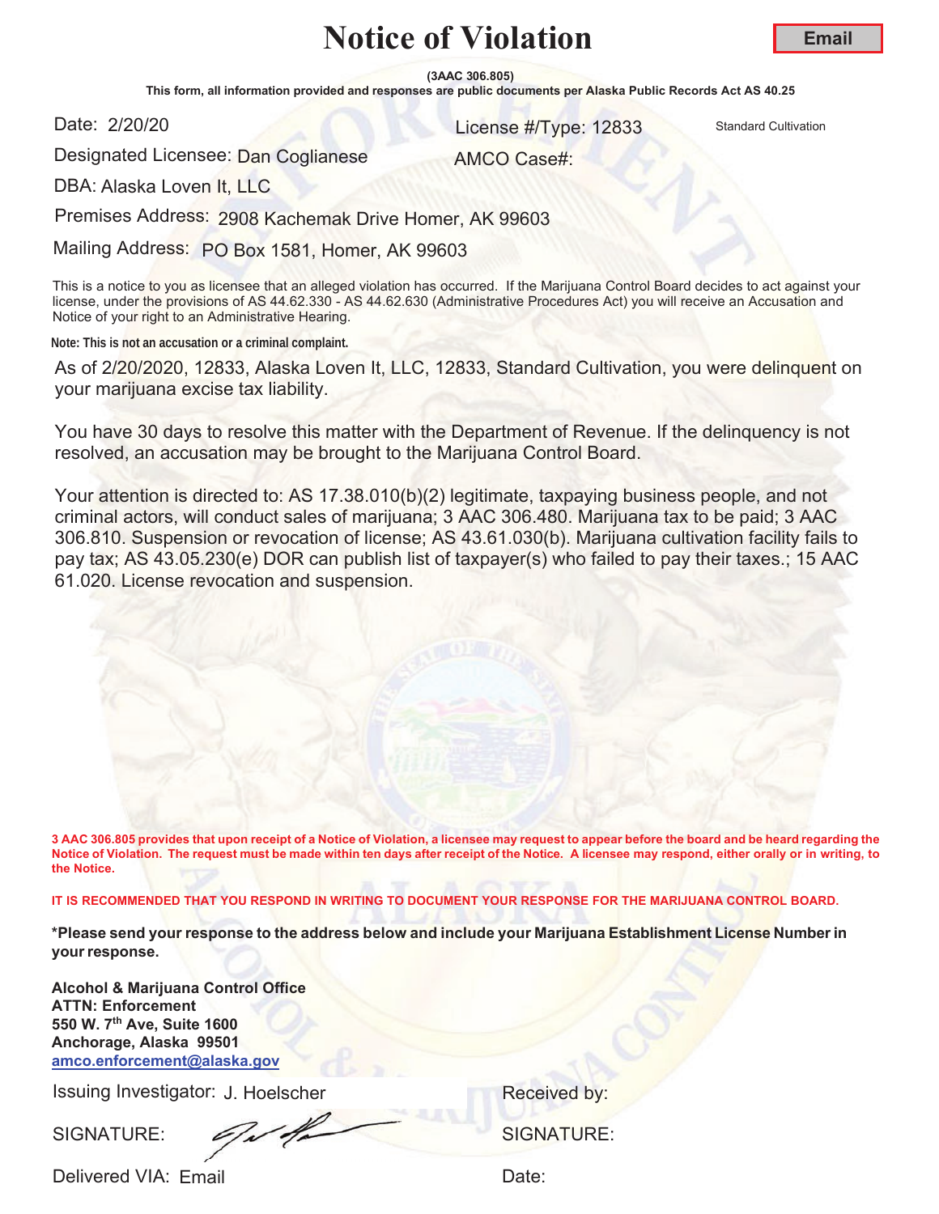# Notice of Violation

**Email**

**(3AAC 306.805)**

**This form, all information provided and responses are public documents per Alaska Public Records Act AS 40.25**

Date: 2/20/20

License #/Type: 12833 Standard Cultivation

Designated Licensee: Dan Coglianese

AMCO Case#:

DBA: Alaska Loven It, LLC

Premises Address: 2908 Kachemak Drive Homer, AK 99603

Mailing Address: PO Box 1581, Homer, AK 99603

This is a notice to you as licensee that an alleged violation has occurred. If the Marijuana Control Board decides to act against your license, under the provisions of AS 44.62.330 - AS 44.62.630 (Administrative Procedures Act) you will receive an Accusation and Notice of your right to an Administrative Hearing.

**Note: This is not an accusation or a criminal complaint.**

As of 2/20/2020, 12833, Alaska Loven It, LLC, 12833, Standard Cultivation, you were delinquent on your marijuana excise tax liability.

You have 30 days to resolve this matter with the Department of Revenue. If the delinquency is not resolved, an accusation may be brought to the Marijuana Control Board.

Your attention is directed to: AS 17.38.010(b)(2) legitimate, taxpaying business people, and not criminal actors, will conduct sales of marijuana; 3 AAC 306.480. Marijuana tax to be paid; 3 AAC 306.810. Suspension or revocation of license; AS 43.61.030(b). Marijuana cultivation facility fails to pay tax; AS 43.05.230(e) DOR can publish list of taxpayer(s) who failed to pay their taxes.; 15 AAC 61.020. License revocation and suspension.

**3 AAC 306.805 provides that upon receipt of a Notice of Violation, a licensee may request to appear before the board and be heard regarding the Notice of Violation. The request must be made within ten days after receipt of the Notice. A licensee may respond, either orally or in writing, to the Notice.**

**IT IS RECOMMENDED THAT YOU RESPOND IN WRITING TO DOCUMENT YOUR RESPONSE FOR THE MARIJUANA CONTROL BOARD.**

**\*Please send your response to the address below and include your Marijuana Establishment License Number in your response.**

**Alcohol & Marijuana Control Office**
**ATTN: Enforcement**
**550 W. 7th Ave, Suite 1600**
**Anchorage, Alaska 99501**
**amco.enforcement@alaska.gov**

Issuing Investigator: J. Hoelscher

SIGNATURE:

Delivered VIA: Email

Received by:

SIGNATURE:

Date: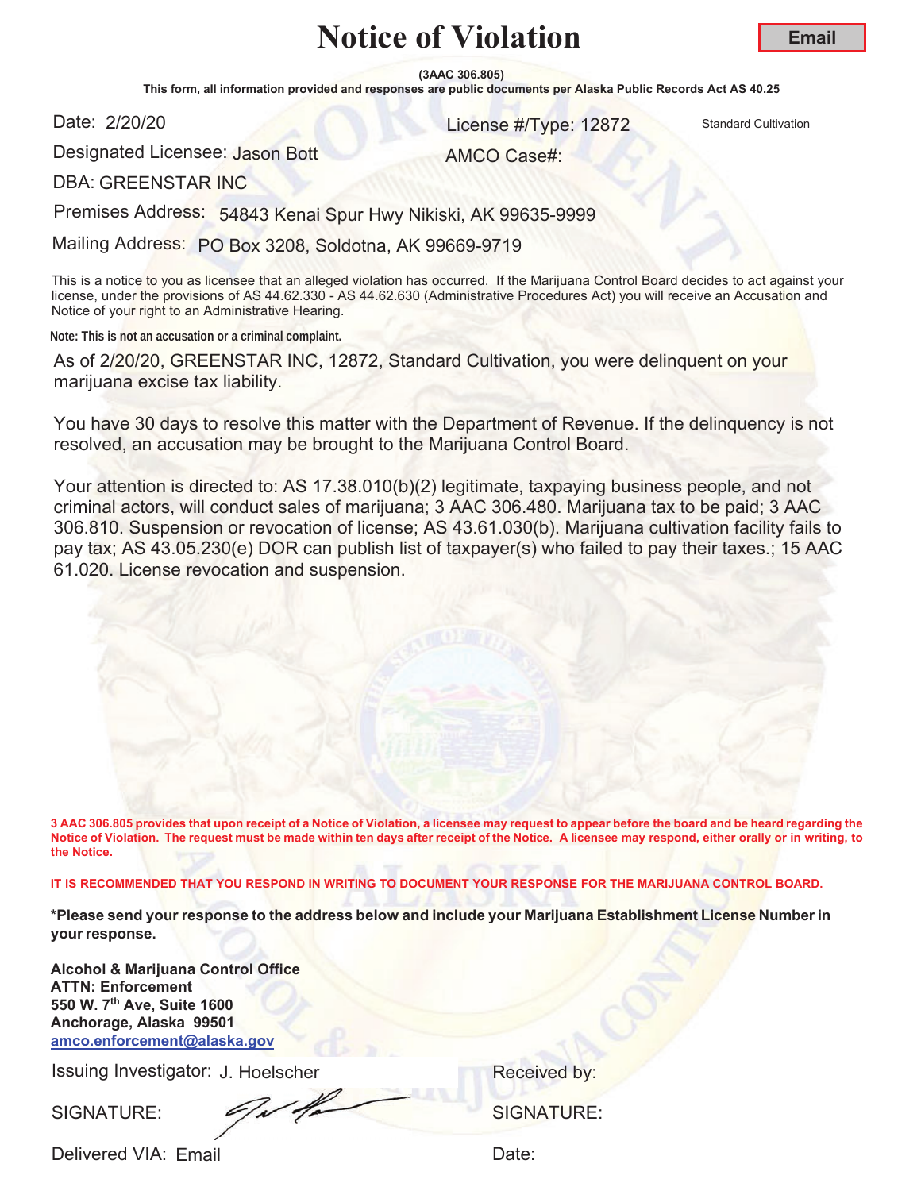# Notice of Violation

**Email**

**(3AAC 306.805)**

**This form, all information provided and responses are public documents per Alaska Public Records Act AS 40.25**

Date: 2/20/20

License #/Type: 12872 Standard Cultivation

Designated Licensee: Jason Bott

AMCO Case#:

DBA: GREENSTAR INC

Premises Address: 54843 Kenai Spur Hwy Nikiski, AK 99635-9999

Mailing Address: PO Box 3208, Soldotna, AK 99669-9719

This is a notice to you as licensee that an alleged violation has occurred. If the Marijuana Control Board decides to act against your license, under the provisions of AS 44.62.330 - AS 44.62.630 (Administrative Procedures Act) you will receive an Accusation and Notice of your right to an Administrative Hearing.

**Note: This is not an accusation or a criminal complaint.**

As of 2/20/20, GREENSTAR INC, 12872, Standard Cultivation, you were delinquent on your marijuana excise tax liability.

You have 30 days to resolve this matter with the Department of Revenue. If the delinquency is not resolved, an accusation may be brought to the Marijuana Control Board.

Your attention is directed to: AS 17.38.010(b)(2) legitimate, taxpaying business people, and not criminal actors, will conduct sales of marijuana; 3 AAC 306.480. Marijuana tax to be paid; 3 AAC 306.810. Suspension or revocation of license; AS 43.61.030(b). Marijuana cultivation facility fails to pay tax; AS 43.05.230(e) DOR can publish list of taxpayer(s) who failed to pay their taxes.; 15 AAC 61.020. License revocation and suspension.

**3 AAC 306.805 provides that upon receipt of a Notice of Violation, a licensee may request to appear before the board and be heard regarding the Notice of Violation. The request must be made within ten days after receipt of the Notice. A licensee may respond, either orally or in writing, to the Notice.**

**IT IS RECOMMENDED THAT YOU RESPOND IN WRITING TO DOCUMENT YOUR RESPONSE FOR THE MARIJUANA CONTROL BOARD.**

**\*Please send your response to the address below and include your Marijuana Establishment License Number in your response.**

**Alcohol & Marijuana Control Office**
**ATTN: Enforcement**
**550 W. 7th Ave, Suite 1600**
**Anchorage, Alaska 99501**
**amco.enforcement@alaska.gov**

Issuing Investigator: J. Hoelscher

Received by:

SIGNATURE:

SIGNATURE:

Delivered VIA: Email

Date: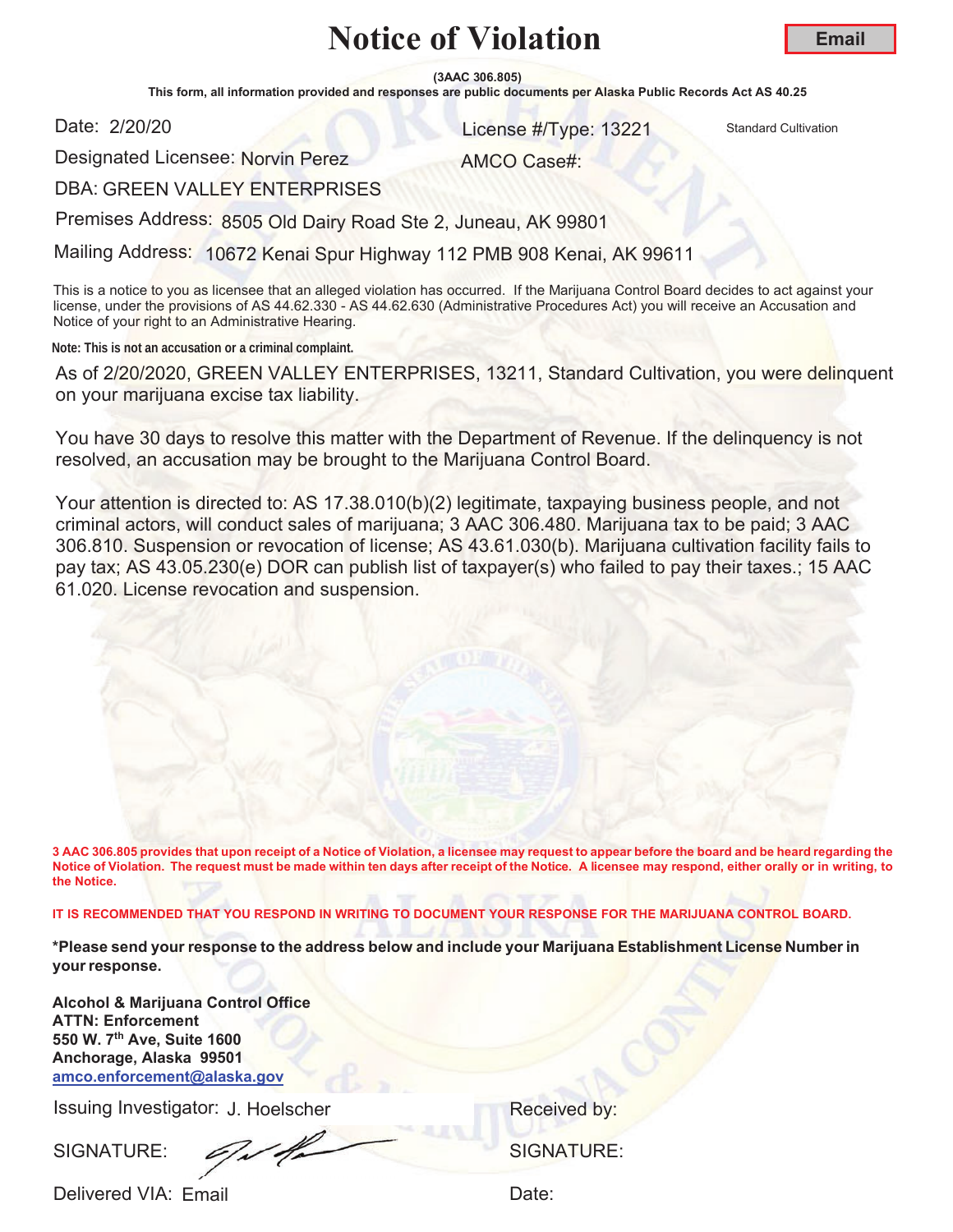# Notice of Violation

**Email**

**(3AAC 306.805)**

**This form, all information provided and responses are public documents per Alaska Public Records Act AS 40.25**

Date: 2/20/20

License #/Type: 13221 Standard Cultivation

Designated Licensee: Norvin Perez

AMCO Case#:

DBA: GREEN VALLEY ENTERPRISES

Premises Address: 8505 Old Dairy Road Ste 2, Juneau, AK 99801

Mailing Address: 10672 Kenai Spur Highway 112 PMB 908 Kenai, AK 99611

This is a notice to you as licensee that an alleged violation has occurred. If the Marijuana Control Board decides to act against your license, under the provisions of AS 44.62.330 - AS 44.62.630 (Administrative Procedures Act) you will receive an Accusation and Notice of your right to an Administrative Hearing.

**Note: This is not an accusation or a criminal complaint.**

As of 2/20/2020, GREEN VALLEY ENTERPRISES, 13211, Standard Cultivation, you were delinquent on your marijuana excise tax liability.

You have 30 days to resolve this matter with the Department of Revenue. If the delinquency is not resolved, an accusation may be brought to the Marijuana Control Board.

Your attention is directed to: AS 17.38.010(b)(2) legitimate, taxpaying business people, and not criminal actors, will conduct sales of marijuana; 3 AAC 306.480. Marijuana tax to be paid; 3 AAC 306.810. Suspension or revocation of license; AS 43.61.030(b). Marijuana cultivation facility fails to pay tax; AS 43.05.230(e) DOR can publish list of taxpayer(s) who failed to pay their taxes.; 15 AAC 61.020. License revocation and suspension.

**3 AAC 306.805 provides that upon receipt of a Notice of Violation, a licensee may request to appear before the board and be heard regarding the Notice of Violation. The request must be made within ten days after receipt of the Notice. A licensee may respond, either orally or in writing, to the Notice.**

**IT IS RECOMMENDED THAT YOU RESPOND IN WRITING TO DOCUMENT YOUR RESPONSE FOR THE MARIJUANA CONTROL BOARD.**

**\*Please send your response to the address below and include your Marijuana Establishment License Number in your response.**

**Alcohol & Marijuana Control Office**
**ATTN: Enforcement**
**550 W. 7th Ave, Suite 1600**
**Anchorage, Alaska 99501**
**amco.enforcement@alaska.gov**

Issuing Investigator: J. Hoelscher

SIGNATURE:

Delivered VIA: Email

Received by:

SIGNATURE:

Date: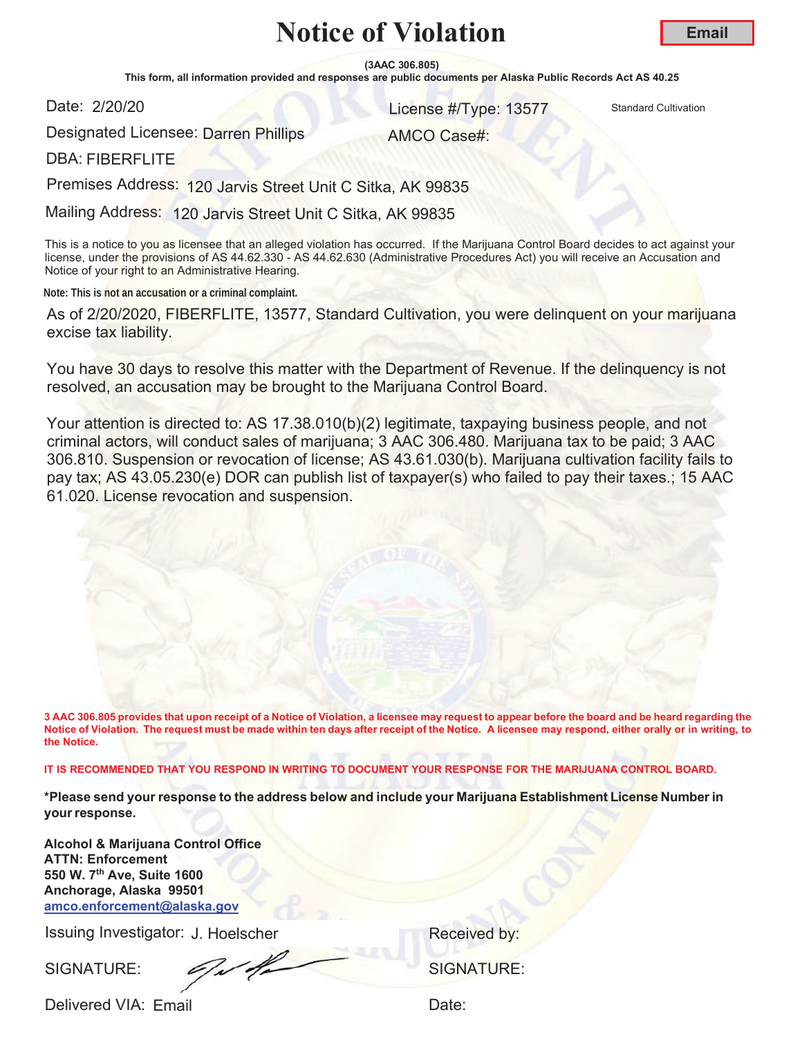# Notice of Violation

**Email**

**(3AAC 306.805)**

**This form, all information provided and responses are public documents per Alaska Public Records Act AS 40.25**

Date: 2/20/20

License #/Type: 13577 Standard Cultivation

Designated Licensee: Darren Phillips

AMCO Case#:

DBA: FIBERFLITE

Premises Address: 120 Jarvis Street Unit C Sitka, AK 99835

Mailing Address: 120 Jarvis Street Unit C Sitka, AK 99835

This is a notice to you as licensee that an alleged violation has occurred. If the Marijuana Control Board decides to act against your license, under the provisions of AS 44.62.330 - AS 44.62.630 (Administrative Procedures Act) you will receive an Accusation and Notice of your right to an Administrative Hearing.

**Note: This is not an accusation or a criminal complaint.**

As of 2/20/2020, FIBERFLITE, 13577, Standard Cultivation, you were delinquent on your marijuana excise tax liability.

You have 30 days to resolve this matter with the Department of Revenue. If the delinquency is not resolved, an accusation may be brought to the Marijuana Control Board.

Your attention is directed to: AS 17.38.010(b)(2) legitimate, taxpaying business people, and not criminal actors, will conduct sales of marijuana; 3 AAC 306.480. Marijuana tax to be paid; 3 AAC 306.810. Suspension or revocation of license; AS 43.61.030(b). Marijuana cultivation facility fails to pay tax; AS 43.05.230(e) DOR can publish list of taxpayer(s) who failed to pay their taxes.; 15 AAC 61.020. License revocation and suspension.

**3 AAC 306.805 provides that upon receipt of a Notice of Violation, a licensee may request to appear before the board and be heard regarding the Notice of Violation. The request must be made within ten days after receipt of the Notice. A licensee may respond, either orally or in writing, to the Notice.**

**IT IS RECOMMENDED THAT YOU RESPOND IN WRITING TO DOCUMENT YOUR RESPONSE FOR THE MARIJUANA CONTROL BOARD.**

**\*Please send your response to the address below and include your Marijuana Establishment License Number in your response.**

**Alcohol & Marijuana Control Office**
**ATTN: Enforcement**
**550 W. 7th Ave, Suite 1600**
**Anchorage, Alaska 99501**
**amco.enforcement@alaska.gov**

Issuing Investigator: J. Hoelscher

Received by:

SIGNATURE:

SIGNATURE:

Delivered VIA: Email

Date: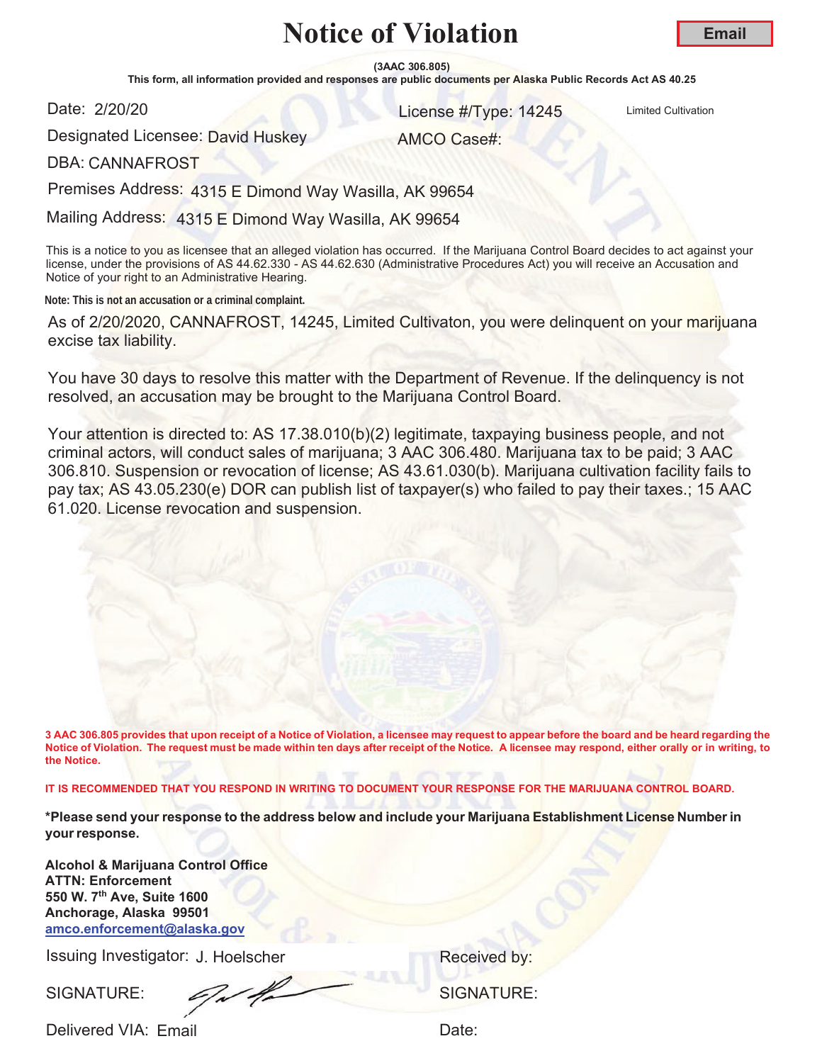# Notice of Violation

**Email**

**(3AAC 306.805)**

**This form, all information provided and responses are public documents per Alaska Public Records Act AS 40.25**

Date: 2/20/20

License #/Type: 14245 Limited Cultivation

Designated Licensee: David Huskey

AMCO Case#:

DBA: CANNAFROST

Premises Address: 4315 E Dimond Way Wasilla, AK 99654

Mailing Address: 4315 E Dimond Way Wasilla, AK 99654

This is a notice to you as licensee that an alleged violation has occurred. If the Marijuana Control Board decides to act against your license, under the provisions of AS 44.62.330 - AS 44.62.630 (Administrative Procedures Act) you will receive an Accusation and Notice of your right to an Administrative Hearing.

**Note: This is not an accusation or a criminal complaint.**

As of 2/20/2020, CANNAFROST, 14245, Limited Cultivaton, you were delinquent on your marijuana excise tax liability.

You have 30 days to resolve this matter with the Department of Revenue. If the delinquency is not resolved, an accusation may be brought to the Marijuana Control Board.

Your attention is directed to: AS 17.38.010(b)(2) legitimate, taxpaying business people, and not criminal actors, will conduct sales of marijuana; 3 AAC 306.480. Marijuana tax to be paid; 3 AAC 306.810. Suspension or revocation of license; AS 43.61.030(b). Marijuana cultivation facility fails to pay tax; AS 43.05.230(e) DOR can publish list of taxpayer(s) who failed to pay their taxes.; 15 AAC 61.020. License revocation and suspension.

**3 AAC 306.805 provides that upon receipt of a Notice of Violation, a licensee may request to appear before the board and be heard regarding the Notice of Violation. The request must be made within ten days after receipt of the Notice. A licensee may respond, either orally or in writing, to the Notice.**

**IT IS RECOMMENDED THAT YOU RESPOND IN WRITING TO DOCUMENT YOUR RESPONSE FOR THE MARIJUANA CONTROL BOARD.**

**\*Please send your response to the address below and include your Marijuana Establishment License Number in your response.**

**Alcohol & Marijuana Control Office**
**ATTN: Enforcement**
**550 W. 7th Ave, Suite 1600**
**Anchorage, Alaska 99501**
**amco.enforcement@alaska.gov**

Issuing Investigator: J. Hoelscher

Received by:

SIGNATURE:

SIGNATURE:

Delivered VIA: Email

Date: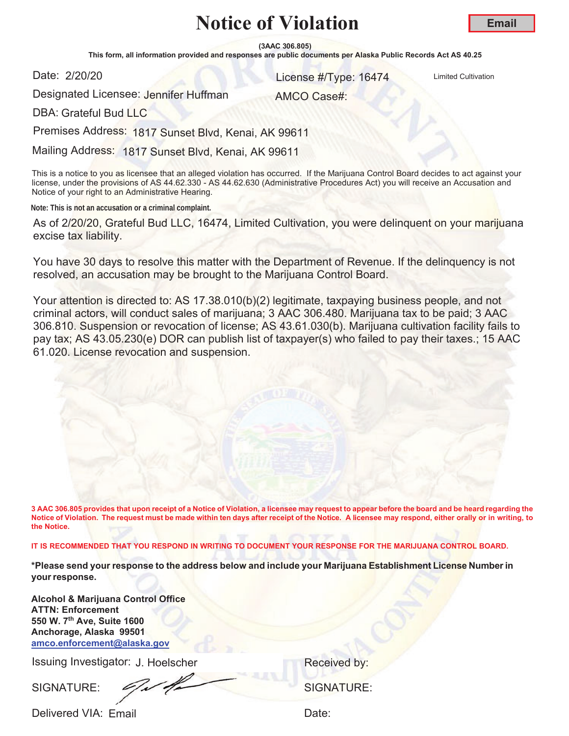# Notice of Violation

**Email**

**(3AAC 306.805)**

**This form, all information provided and responses are public documents per Alaska Public Records Act AS 40.25**

Date: 2/20/20

License #/Type: 16474 Limited Cultivation

Designated Licensee: Jennifer Huffman

AMCO Case#:

DBA: Grateful Bud LLC

Premises Address: 1817 Sunset Blvd, Kenai, AK 99611

Mailing Address: 1817 Sunset Blvd, Kenai, AK 99611

This is a notice to you as licensee that an alleged violation has occurred. If the Marijuana Control Board decides to act against your license, under the provisions of AS 44.62.330 - AS 44.62.630 (Administrative Procedures Act) you will receive an Accusation and Notice of your right to an Administrative Hearing.

**Note: This is not an accusation or a criminal complaint.**

As of 2/20/20, Grateful Bud LLC, 16474, Limited Cultivation, you were delinquent on your marijuana excise tax liability.

You have 30 days to resolve this matter with the Department of Revenue. If the delinquency is not resolved, an accusation may be brought to the Marijuana Control Board.

Your attention is directed to: AS 17.38.010(b)(2) legitimate, taxpaying business people, and not criminal actors, will conduct sales of marijuana; 3 AAC 306.480. Marijuana tax to be paid; 3 AAC 306.810. Suspension or revocation of license; AS 43.61.030(b). Marijuana cultivation facility fails to pay tax; AS 43.05.230(e) DOR can publish list of taxpayer(s) who failed to pay their taxes.; 15 AAC 61.020. License revocation and suspension.

**3 AAC 306.805 provides that upon receipt of a Notice of Violation, a licensee may request to appear before the board and be heard regarding the Notice of Violation. The request must be made within ten days after receipt of the Notice. A licensee may respond, either orally or in writing, to the Notice.**

**IT IS RECOMMENDED THAT YOU RESPOND IN WRITING TO DOCUMENT YOUR RESPONSE FOR THE MARIJUANA CONTROL BOARD.**

**\*Please send your response to the address below and include your Marijuana Establishment License Number in your response.**

**Alcohol & Marijuana Control Office**
**ATTN: Enforcement**
**550 W. 7th Ave, Suite 1600**
**Anchorage, Alaska 99501**
**amco.enforcement@alaska.gov**

Issuing Investigator: J. Hoelscher

Received by:

SIGNATURE:

SIGNATURE:

Delivered VIA: Email

Date: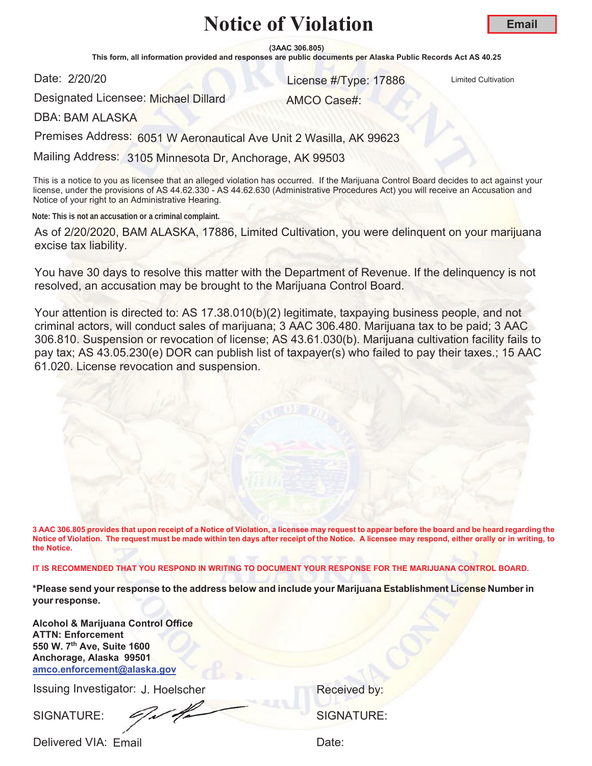# Notice of Violation

**Email**

**(3AAC 306.805)**

**This form, all information provided and responses are public documents per Alaska Public Records Act AS 40.25**

Date: 2/20/20

License #/Type: 17886 Limited Cultivation

Designated Licensee: Michael Dillard

AMCO Case#:

DBA: BAM ALASKA

Premises Address: 6051 W Aeronautical Ave Unit 2 Wasilla, AK 99623

Mailing Address: 3105 Minnesota Dr, Anchorage, AK 99503

This is a notice to you as licensee that an alleged violation has occurred. If the Marijuana Control Board decides to act against your license, under the provisions of AS 44.62.330 - AS 44.62.630 (Administrative Procedures Act) you will receive an Accusation and Notice of your right to an Administrative Hearing.

**Note: This is not an accusation or a criminal complaint.**

As of 2/20/2020, BAM ALASKA, 17886, Limited Cultivation, you were delinquent on your marijuana excise tax liability.

You have 30 days to resolve this matter with the Department of Revenue. If the delinquency is not resolved, an accusation may be brought to the Marijuana Control Board.

Your attention is directed to: AS 17.38.010(b)(2) legitimate, taxpaying business people, and not criminal actors, will conduct sales of marijuana; 3 AAC 306.480. Marijuana tax to be paid; 3 AAC 306.810. Suspension or revocation of license; AS 43.61.030(b). Marijuana cultivation facility fails to pay tax; AS 43.05.230(e) DOR can publish list of taxpayer(s) who failed to pay their taxes.; 15 AAC 61.020. License revocation and suspension.

**3 AAC 306.805 provides that upon receipt of a Notice of Violation, a licensee may request to appear before the board and be heard regarding the Notice of Violation. The request must be made within ten days after receipt of the Notice. A licensee may respond, either orally or in writing, to the Notice.**

**IT IS RECOMMENDED THAT YOU RESPOND IN WRITING TO DOCUMENT YOUR RESPONSE FOR THE MARIJUANA CONTROL BOARD.**

**\*Please send your response to the address below and include your Marijuana Establishment License Number in your response.**

**Alcohol & Marijuana Control Office**
**ATTN: Enforcement**
**550 W. 7th Ave, Suite 1600**
**Anchorage, Alaska 99501**
**amco.enforcement@alaska.gov**

Issuing Investigator: J. Hoelscher

Received by:

SIGNATURE:

SIGNATURE:

Delivered VIA: Email

Date: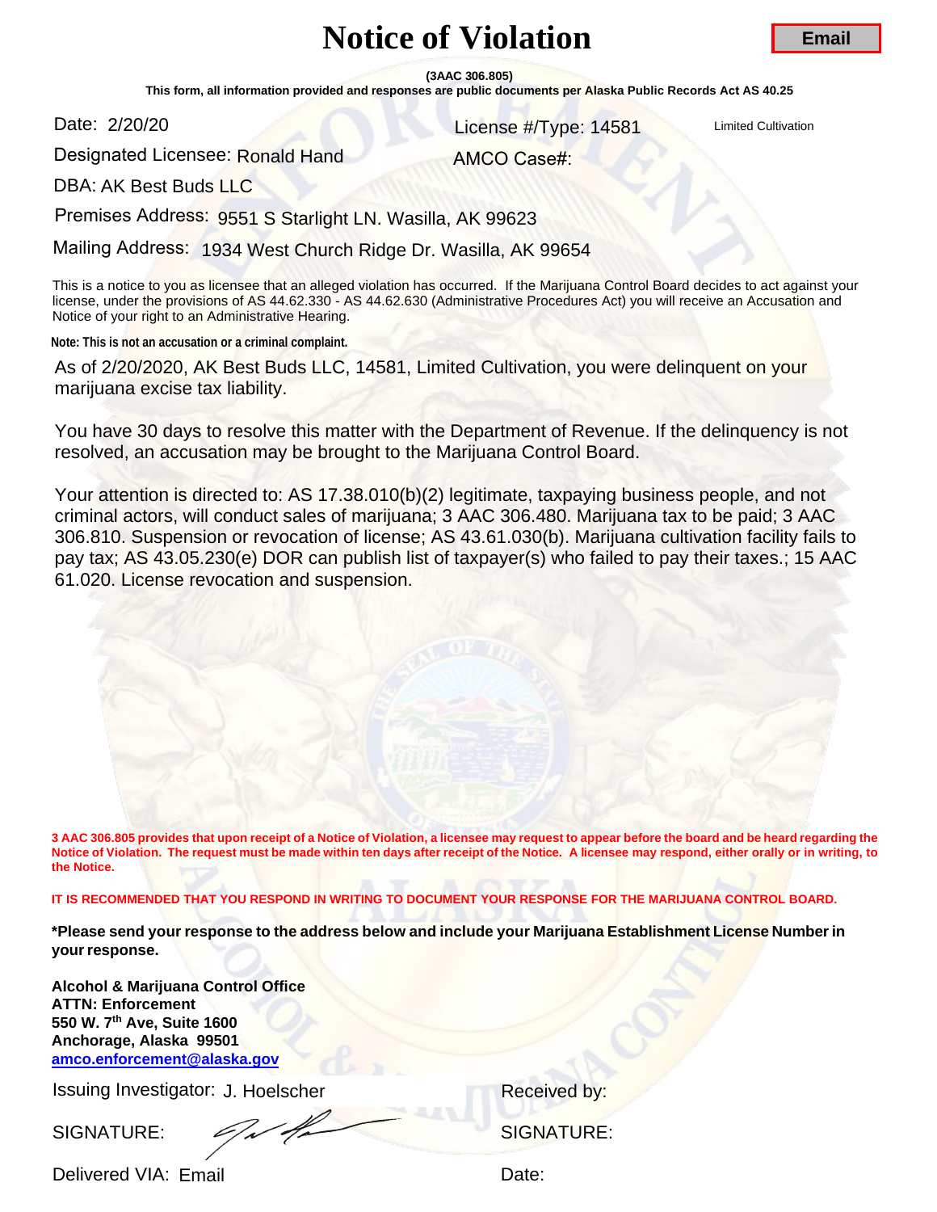# Notice of Violation

**Email**

**(3AAC 306.805)**

**This form, all information provided and responses are public documents per Alaska Public Records Act AS 40.25**

Date: 2/20/20

License #/Type: 14581 Limited Cultivation

Designated Licensee: Ronald Hand

AMCO Case#:

DBA: AK Best Buds LLC

Premises Address: 9551 S Starlight LN. Wasilla, AK 99623

Mailing Address: 1934 West Church Ridge Dr. Wasilla, AK 99654

This is a notice to you as licensee that an alleged violation has occurred. If the Marijuana Control Board decides to act against your license, under the provisions of AS 44.62.330 - AS 44.62.630 (Administrative Procedures Act) you will receive an Accusation and Notice of your right to an Administrative Hearing.

**Note: This is not an accusation or a criminal complaint.**

As of 2/20/2020, AK Best Buds LLC, 14581, Limited Cultivation, you were delinquent on your marijuana excise tax liability.

You have 30 days to resolve this matter with the Department of Revenue. If the delinquency is not resolved, an accusation may be brought to the Marijuana Control Board.

Your attention is directed to: AS 17.38.010(b)(2) legitimate, taxpaying business people, and not criminal actors, will conduct sales of marijuana; 3 AAC 306.480. Marijuana tax to be paid; 3 AAC 306.810. Suspension or revocation of license; AS 43.61.030(b). Marijuana cultivation facility fails to pay tax; AS 43.05.230(e) DOR can publish list of taxpayer(s) who failed to pay their taxes.; 15 AAC 61.020. License revocation and suspension.

**3 AAC 306.805 provides that upon receipt of a Notice of Violation, a licensee may request to appear before the board and be heard regarding the Notice of Violation. The request must be made within ten days after receipt of the Notice. A licensee may respond, either orally or in writing, to the Notice.**

**IT IS RECOMMENDED THAT YOU RESPOND IN WRITING TO DOCUMENT YOUR RESPONSE FOR THE MARIJUANA CONTROL BOARD.**

**\*Please send your response to the address below and include your Marijuana Establishment License Number in your response.**

**Alcohol & Marijuana Control Office**
**ATTN: Enforcement**
**550 W. 7th Ave, Suite 1600**
**Anchorage, Alaska 99501**
**amco.enforcement@alaska.gov**

Issuing Investigator: J. Hoelscher

Received by:

SIGNATURE:

SIGNATURE:

Delivered VIA: Email

Date: